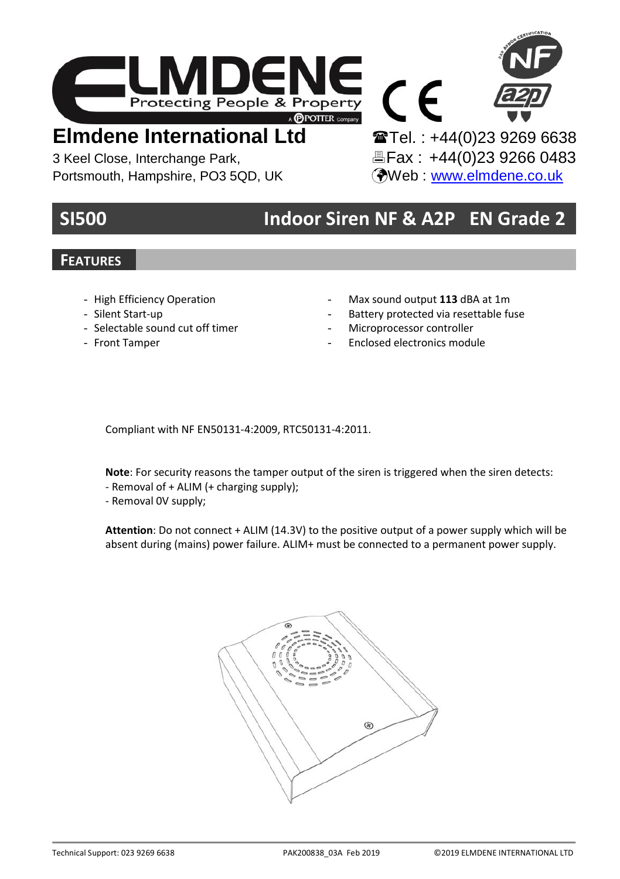# Elmdene International Ltd

3 Keel Close, Interchange Park,
Portsmouth, Hampshire, PO3 5QD, UK

Tel. : +44(0)23 9269 6638
Fax : +44(0)23 9266 0483
Web : www.elmdene.co.uk

## SI500 Indoor Siren NF & A2P EN Grade 2

### FEATURES

- High Efficiency Operation
- Silent Start-up
- Selectable sound cut off timer
- Front Tamper
- Max sound output **113** dBA at 1m
- Battery protected via resettable fuse
- Microprocessor controller
- Enclosed electronics module

Compliant with NF EN50131-4:2009, RTC50131-4:2011.

**Note**: For security reasons the tamper output of the siren is triggered when the siren detects:
- Removal of + ALIM (+ charging supply);
- Removal 0V supply;

**Attention**: Do not connect + ALIM (14.3V) to the positive output of a power supply which will be absent during (mains) power failure. ALIM+ must be connected to a permanent power supply.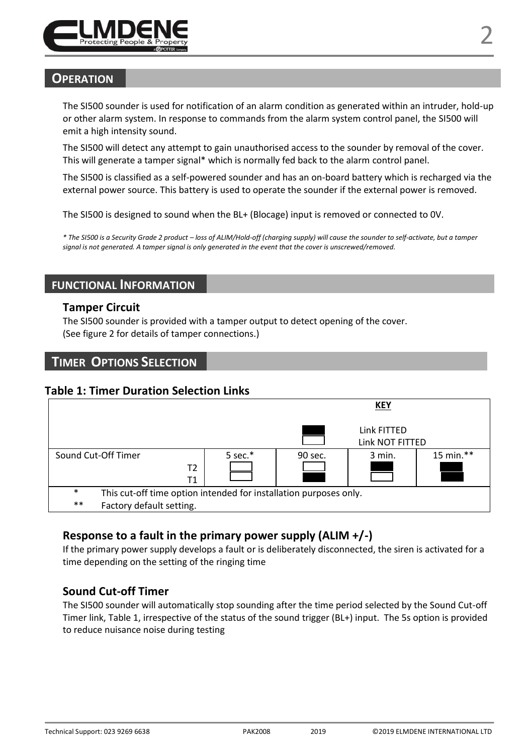## OPERATION

The SI500 sounder is used for notification of an alarm condition as generated within an intruder, hold-up or other alarm system. In response to commands from the alarm system control panel, the SI500 will emit a high intensity sound.

The SI500 will detect any attempt to gain unauthorised access to the sounder by removal of the cover. This will generate a tamper signal* which is normally fed back to the alarm control panel.

The SI500 is classified as a self-powered sounder and has an on-board battery which is recharged via the external power source. This battery is used to operate the sounder if the external power is removed.

The SI500 is designed to sound when the BL+ (Blocage) input is removed or connected to 0V.

*\* The SI500 is a Security Grade 2 product – loss of ALIM/Hold-off (charging supply) will cause the sounder to self-activate, but a tamper signal is not generated. A tamper signal is only generated in the event that the cover is unscrewed/removed.*

## FUNCTIONAL INFORMATION

### Tamper Circuit

The SI500 sounder is provided with a tamper output to detect opening of the cover.
(See figure 2 for details of tamper connections.)

## TIMER OPTIONS SELECTION

### Table 1: Timer Duration Selection Links

**KEY**

■ Link FITTED
□ Link NOT FITTED

| Sound Cut-Off Timer | 5 sec.* | 90 sec. | 3 min. | 15 min.** |
|---|---|---|---|---|
| T2 | □ | □ | ■ | ■ |
| T1 | □ | ■ | □ | ■ |

\* This cut-off time option intended for installation purposes only.
\*\* Factory default setting.

### Response to a fault in the primary power supply (ALIM +/-)

If the primary power supply develops a fault or is deliberately disconnected, the siren is activated for a time depending on the setting of the ringing time

### Sound Cut-off Timer

The SI500 sounder will automatically stop sounding after the time period selected by the Sound Cut-off Timer link, Table 1, irrespective of the status of the sound trigger (BL+) input. The 5s option is provided to reduce nuisance noise during testing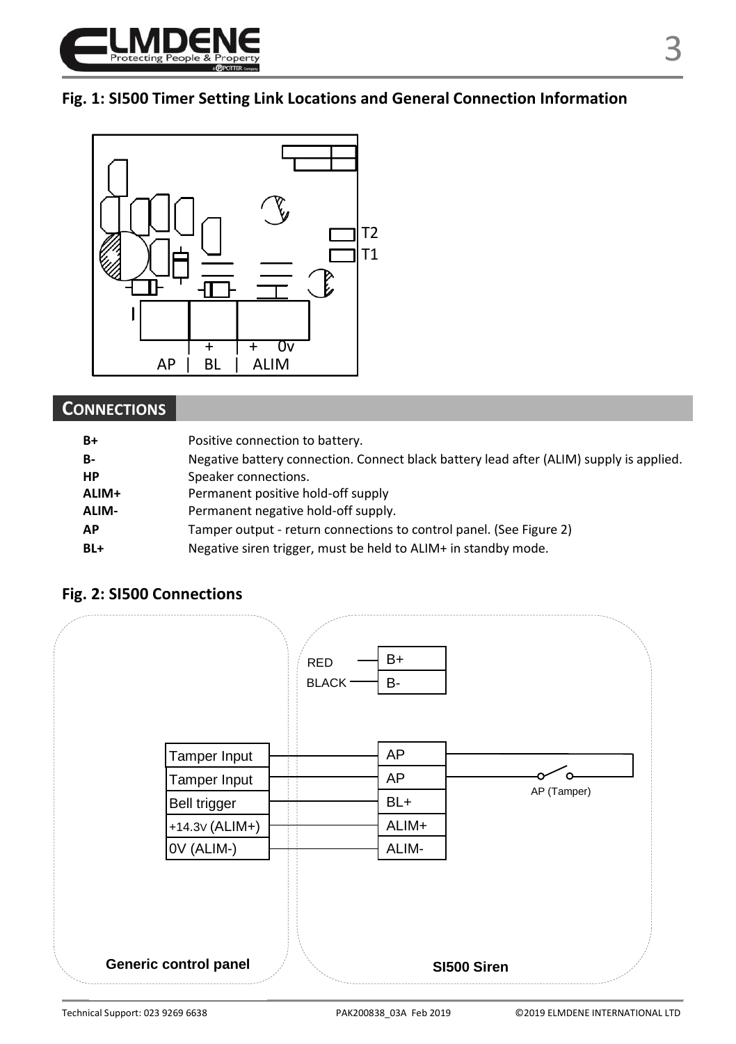## Fig. 1: SI500 Timer Setting Link Locations and General Connection Information

T2
T1
+
+
0v
AP
BL
ALIM

## CONNECTIONS

| | |
|---|---|
| **B+** | Positive connection to battery. |
| **B-** | Negative battery connection. Connect black battery lead after (ALIM) supply is applied. |
| **HP** | Speaker connections. |
| **ALIM+** | Permanent positive hold-off supply |
| **ALIM-** | Permanent negative hold-off supply. |
| **AP** | Tamper output - return connections to control panel. (See Figure 2) |
| **BL+** | Negative siren trigger, must be held to ALIM+ in standby mode. |

## Fig. 2: SI500 Connections

RED
BLACK
B+
B-
Tamper Input
Tamper Input
Bell trigger
+14.3V (ALIM+)
0V (ALIM-)
AP
AP
BL+
ALIM+
ALIM-
AP (Tamper)
Generic control panel
SI500 Siren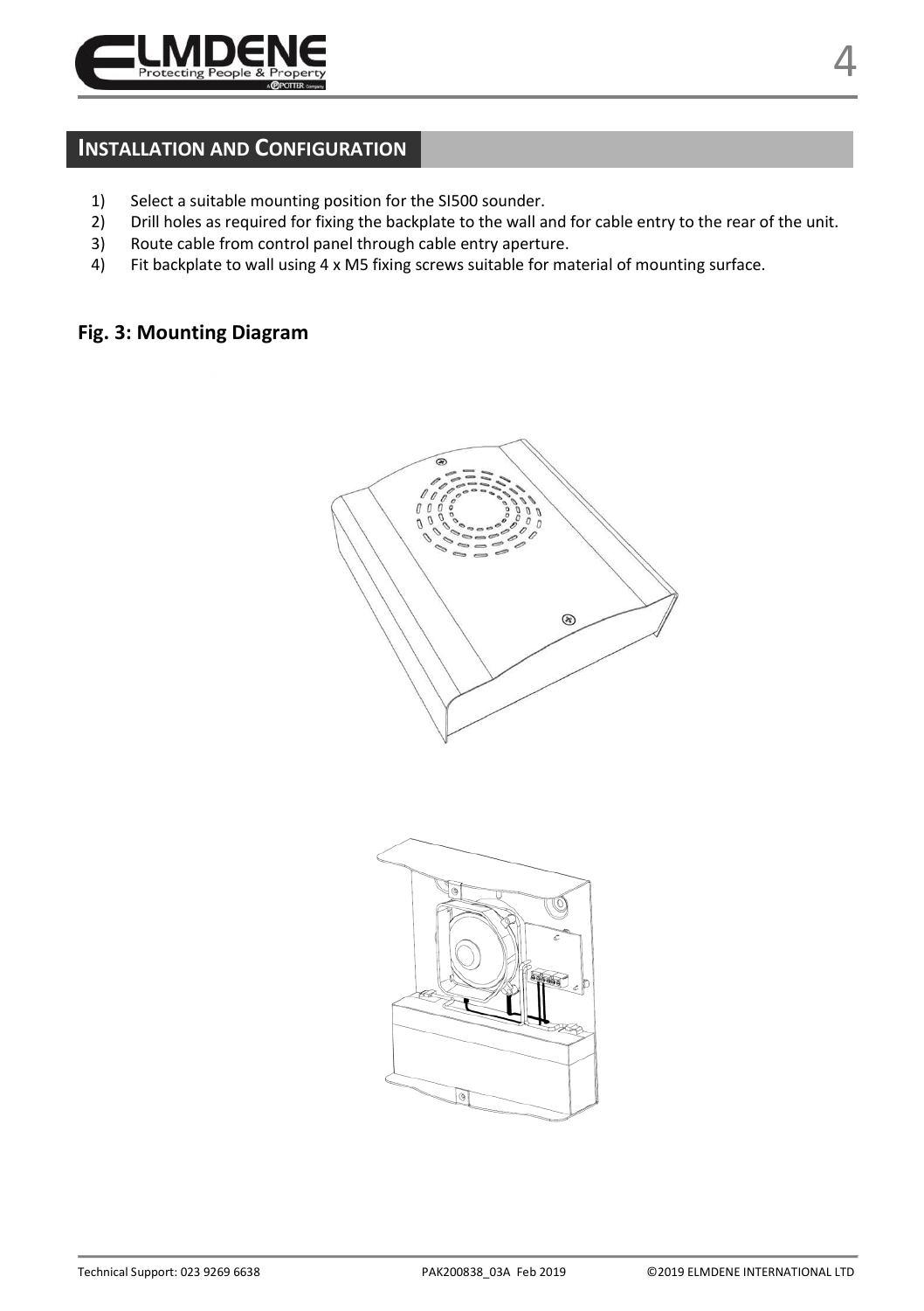## INSTALLATION AND CONFIGURATION

1) Select a suitable mounting position for the SI500 sounder.
2) Drill holes as required for fixing the backplate to the wall and for cable entry to the rear of the unit.
3) Route cable from control panel through cable entry aperture.
4) Fit backplate to wall using 4 x M5 fixing screws suitable for material of mounting surface.

### Fig. 3: Mounting Diagram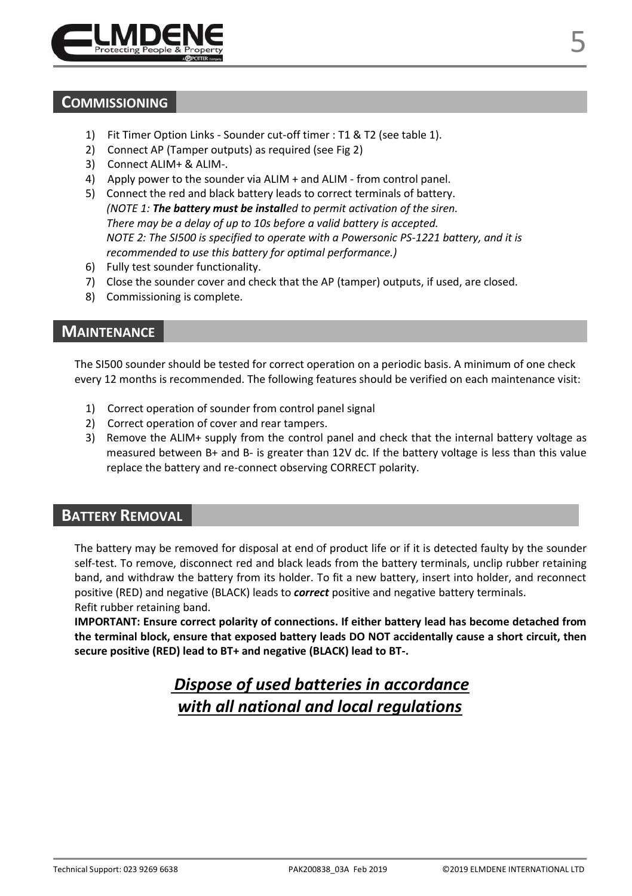## COMMISSIONING

1) Fit Timer Option Links - Sounder cut-off timer : T1 & T2 (see table 1).
2) Connect AP (Tamper outputs) as required (see Fig 2)
3) Connect ALIM+ & ALIM-.
4) Apply power to the sounder via ALIM + and ALIM - from control panel.
5) Connect the red and black battery leads to correct terminals of battery.
   *(NOTE 1: **The battery must be install**ed to permit activation of the siren.*
   *There may be a delay of up to 10s before a valid battery is accepted.*
   *NOTE 2: The SI500 is specified to operate with a Powersonic PS-1221 battery, and it is recommended to use this battery for optimal performance.)*
6) Fully test sounder functionality.
7) Close the sounder cover and check that the AP (tamper) outputs, if used, are closed.
8) Commissioning is complete.

## MAINTENANCE

The SI500 sounder should be tested for correct operation on a periodic basis. A minimum of one check every 12 months is recommended. The following features should be verified on each maintenance visit:

1) Correct operation of sounder from control panel signal
2) Correct operation of cover and rear tampers.
3) Remove the ALIM+ supply from the control panel and check that the internal battery voltage as measured between B+ and B- is greater than 12V dc. If the battery voltage is less than this value replace the battery and re-connect observing CORRECT polarity.

## BATTERY REMOVAL

The battery may be removed for disposal at end of product life or if it is detected faulty by the sounder self-test. To remove, disconnect red and black leads from the battery terminals, unclip rubber retaining band, and withdraw the battery from its holder. To fit a new battery, insert into holder, and reconnect positive (RED) and negative (BLACK) leads to ***correct*** positive and negative battery terminals.
Refit rubber retaining band.

**IMPORTANT: Ensure correct polarity of connections. If either battery lead has become detached from the terminal block, ensure that exposed battery leads DO NOT accidentally cause a short circuit, then secure positive (RED) lead to BT+ and negative (BLACK) lead to BT-.**

***Dispose of used batteries in accordance with all national and local regulations***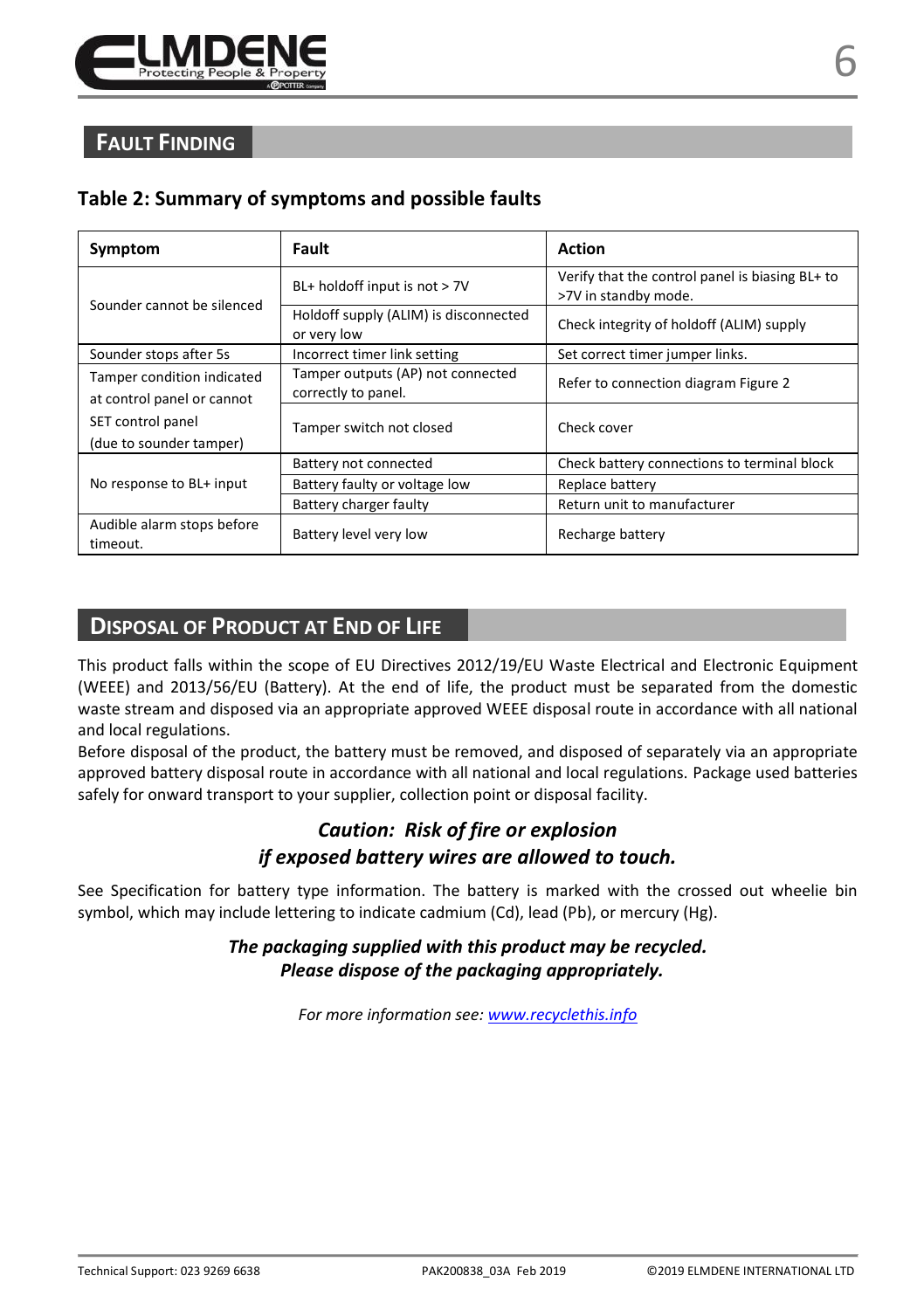## Fault Finding

### Table 2: Summary of symptoms and possible faults

| Symptom | Fault | Action |
|---|---|---|
| Sounder cannot be silenced | BL+ holdoff input is not > 7V | Verify that the control panel is biasing BL+ to >7V in standby mode. |
| | Holdoff supply (ALIM) is disconnected or very low | Check integrity of holdoff (ALIM) supply |
| Sounder stops after 5s | Incorrect timer link setting | Set correct timer jumper links. |
| Tamper condition indicated at control panel or cannot SET control panel (due to sounder tamper) | Tamper outputs (AP) not connected correctly to panel. | Refer to connection diagram Figure 2 |
| | Tamper switch not closed | Check cover |
| No response to BL+ input | Battery not connected | Check battery connections to terminal block |
| | Battery faulty or voltage low | Replace battery |
| | Battery charger faulty | Return unit to manufacturer |
| Audible alarm stops before timeout. | Battery level very low | Recharge battery |

## Disposal of Product at End of Life

This product falls within the scope of EU Directives 2012/19/EU Waste Electrical and Electronic Equipment (WEEE) and 2013/56/EU (Battery). At the end of life, the product must be separated from the domestic waste stream and disposed via an appropriate approved WEEE disposal route in accordance with all national and local regulations.
Before disposal of the product, the battery must be removed, and disposed of separately via an appropriate approved battery disposal route in accordance with all national and local regulations. Package used batteries safely for onward transport to your supplier, collection point or disposal facility.

***Caution: Risk of fire or explosion if exposed battery wires are allowed to touch.***

See Specification for battery type information. The battery is marked with the crossed out wheelie bin symbol, which may include lettering to indicate cadmium (Cd), lead (Pb), or mercury (Hg).

***The packaging supplied with this product may be recycled. Please dispose of the packaging appropriately.***

*For more information see: [www.recyclethis.info](http://www.recyclethis.info)*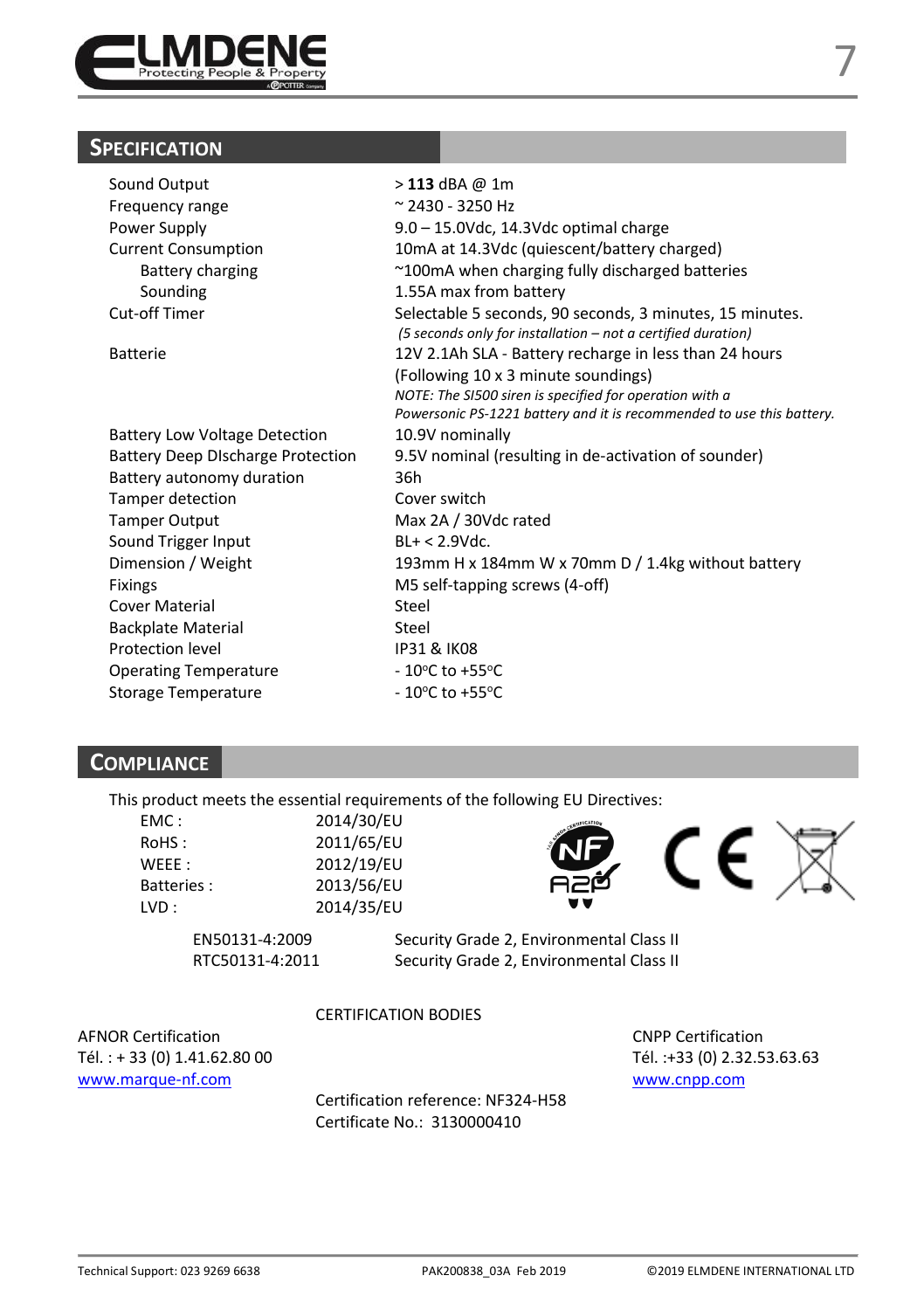## SPECIFICATION

| | |
|---|---|
| Sound Output | > **113** dBA @ 1m |
| Frequency range | ~ 2430 - 3250 Hz |
| Power Supply | 9.0 – 15.0Vdc, 14.3Vdc optimal charge |
| Current Consumption | 10mA at 14.3Vdc (quiescent/battery charged) |
| Battery charging | ~100mA when charging fully discharged batteries |
| Sounding | 1.55A max from battery |
| Cut-off Timer | Selectable 5 seconds, 90 seconds, 3 minutes, 15 minutes. *(5 seconds only for installation – not a certified duration)* |
| Batterie | 12V 2.1Ah SLA - Battery recharge in less than 24 hours (Following 10 x 3 minute soundings) *NOTE: The SI500 siren is specified for operation with a Powersonic PS-1221 battery and it is recommended to use this battery.* |
| Battery Low Voltage Detection | 10.9V nominally |
| Battery Deep DIscharge Protection | 9.5V nominal (resulting in de-activation of sounder) |
| Battery autonomy duration | 36h |
| Tamper detection | Cover switch |
| Tamper Output | Max 2A / 30Vdc rated |
| Sound Trigger Input | BL+ < 2.9Vdc. |
| Dimension / Weight | 193mm H x 184mm W x 70mm D / 1.4kg without battery |
| Fixings | M5 self-tapping screws (4-off) |
| Cover Material | Steel |
| Backplate Material | Steel |
| Protection level | IP31 & IK08 |
| Operating Temperature | - 10°C to +55°C |
| Storage Temperature | - 10°C to +55°C |

## COMPLIANCE

This product meets the essential requirements of the following EU Directives:

| | |
|---|---|
| EMC : | 2014/30/EU |
| RoHS : | 2011/65/EU |
| WEEE : | 2012/19/EU |
| Batteries : | 2013/56/EU |
| LVD : | 2014/35/EU |

| | |
|---|---|
| EN50131-4:2009 | Security Grade 2, Environmental Class II |
| RTC50131-4:2011 | Security Grade 2, Environmental Class II |

CERTIFICATION BODIES

AFNOR Certification
Tél. : + 33 (0) 1.41.62.80 00
www.marque-nf.com

CNPP Certification
Tél. :+33 (0) 2.32.53.63.63
www.cnpp.com

Certification reference: NF324-H58
Certificate No.: 3130000410

Technical Support: 023 9269 6638 PAK200838_03A Feb 2019 ©2019 ELMDENE INTERNATIONAL LTD